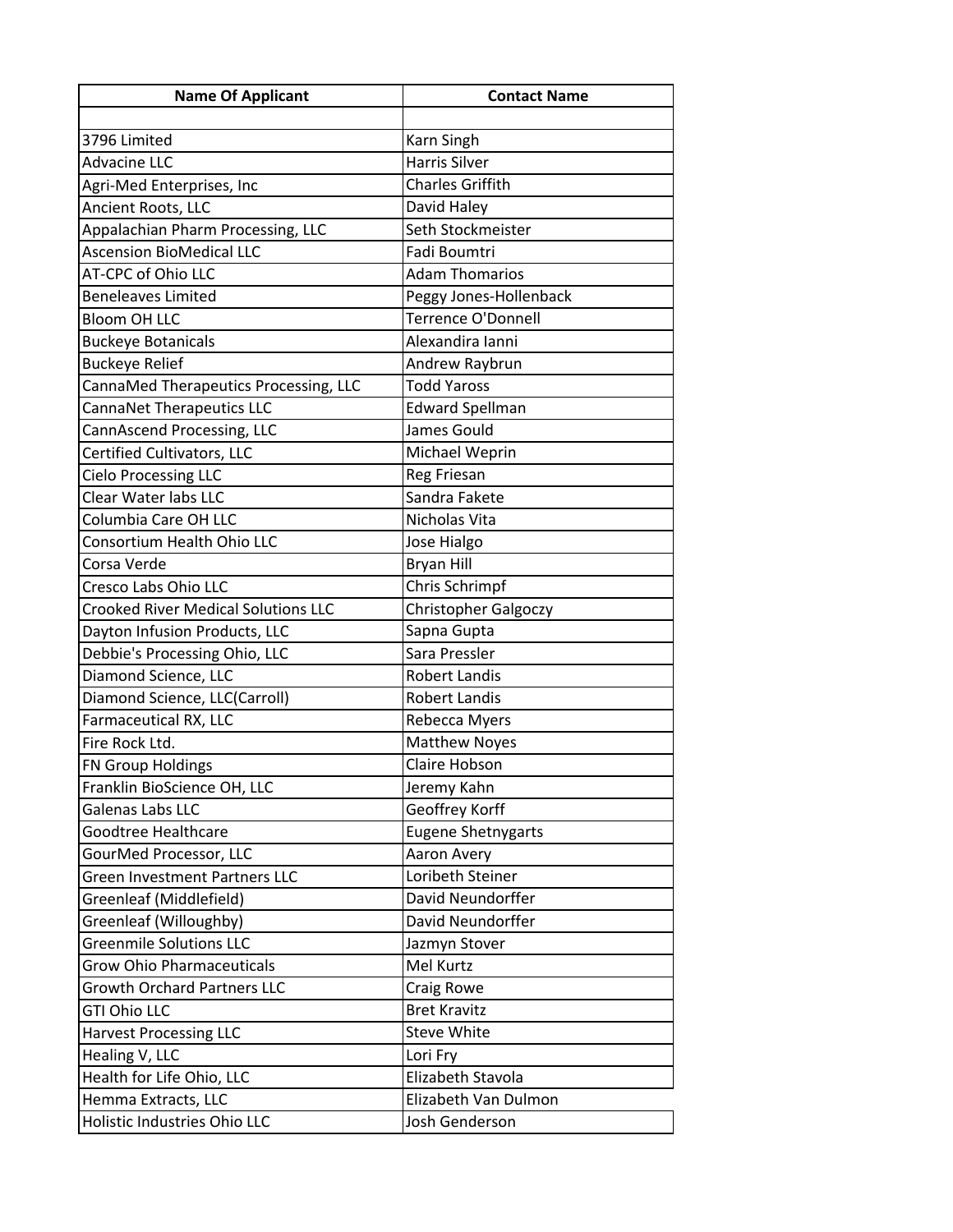| Name Of Applicant | Contact Name |
|---|---|
| | |
| 3796 Limited | Karn Singh |
| Advacine LLC | Harris Silver |
| Agri-Med Enterprises, Inc | Charles Griffith |
| Ancient Roots, LLC | David Haley |
| Appalachian Pharm Processing, LLC | Seth Stockmeister |
| Ascension BioMedical LLC | Fadi Boumtri |
| AT-CPC of Ohio LLC | Adam Thomarios |
| Beneleaves Limited | Peggy Jones-Hollenback |
| Bloom OH LLC | Terrence O'Donnell |
| Buckeye Botanicals | Alexandira Ianni |
| Buckeye Relief | Andrew Raybrun |
| CannaMed Therapeutics Processing, LLC | Todd Yaross |
| CannaNet Therapeutics LLC | Edward Spellman |
| CannAscend Processing, LLC | James Gould |
| Certified Cultivators, LLC | Michael Weprin |
| Cielo Processing LLC | Reg Friesan |
| Clear Water labs LLC | Sandra Fakete |
| Columbia Care OH LLC | Nicholas Vita |
| Consortium Health Ohio LLC | Jose Hialgo |
| Corsa Verde | Bryan Hill |
| Cresco Labs Ohio LLC | Chris Schrimpf |
| Crooked River Medical Solutions LLC | Christopher Galgoczy |
| Dayton Infusion Products, LLC | Sapna Gupta |
| Debbie's Processing Ohio, LLC | Sara Pressler |
| Diamond Science, LLC | Robert Landis |
| Diamond Science, LLC(Carroll) | Robert Landis |
| Farmaceutical RX, LLC | Rebecca Myers |
| Fire Rock Ltd. | Matthew Noyes |
| FN Group Holdings | Claire Hobson |
| Franklin BioScience OH, LLC | Jeremy Kahn |
| Galenas Labs LLC | Geoffrey Korff |
| Goodtree Healthcare | Eugene Shetnygarts |
| GourMed Processor, LLC | Aaron Avery |
| Green Investment Partners LLC | Loribeth Steiner |
| Greenleaf (Middlefield) | David Neundorffer |
| Greenleaf (Willoughby) | David Neundorffer |
| Greenmile Solutions LLC | Jazmyn Stover |
| Grow Ohio Pharmaceuticals | Mel Kurtz |
| Growth Orchard Partners LLC | Craig Rowe |
| GTI Ohio LLC | Bret Kravitz |
| Harvest Processing LLC | Steve White |
| Healing V, LLC | Lori Fry |
| Health for Life Ohio, LLC | Elizabeth Stavola |
| Hemma Extracts, LLC | Elizabeth Van Dulmon |
| Holistic Industries Ohio LLC | Josh Genderson |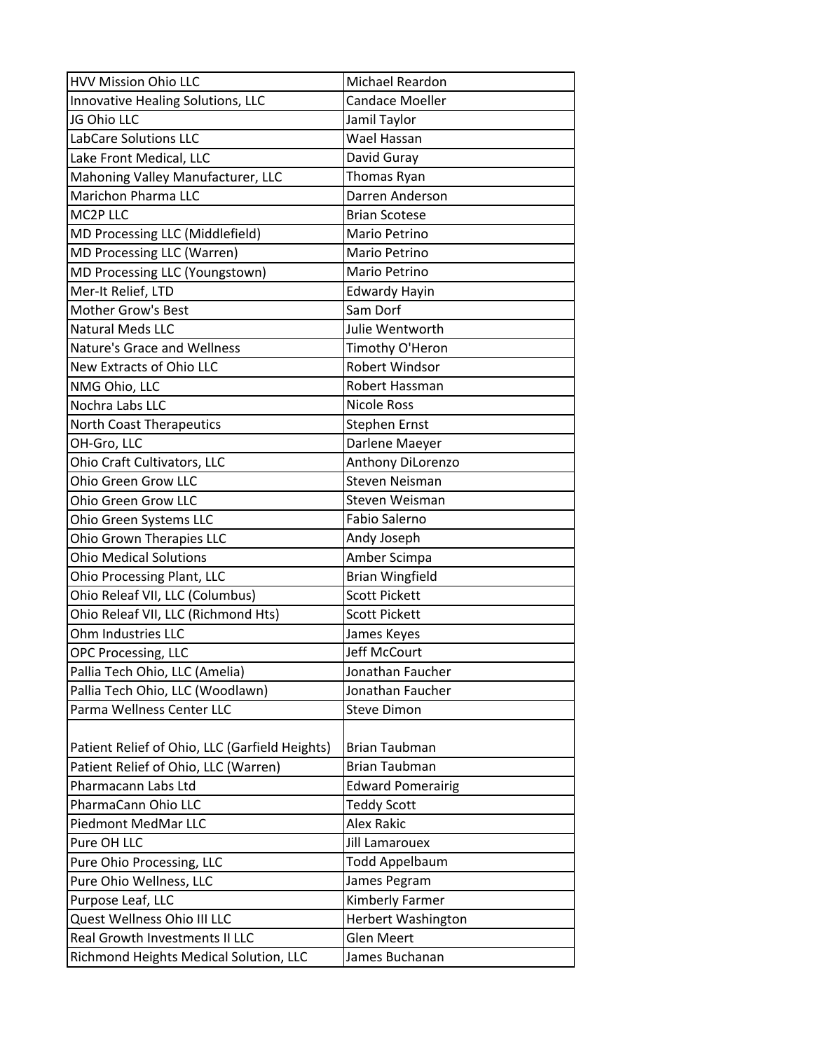| | |
|---|---|
| HVV Mission Ohio LLC | Michael Reardon |
| Innovative Healing Solutions, LLC | Candace Moeller |
| JG Ohio LLC | Jamil Taylor |
| LabCare Solutions LLC | Wael Hassan |
| Lake Front Medical, LLC | David Guray |
| Mahoning Valley Manufacturer, LLC | Thomas Ryan |
| Marichon Pharma LLC | Darren Anderson |
| MC2P LLC | Brian Scotese |
| MD Processing LLC (Middlefield) | Mario Petrino |
| MD Processing LLC (Warren) | Mario Petrino |
| MD Processing LLC (Youngstown) | Mario Petrino |
| Mer-It Relief, LTD | Edwardy Hayin |
| Mother Grow's Best | Sam Dorf |
| Natural Meds LLC | Julie Wentworth |
| Nature's Grace and Wellness | Timothy O'Heron |
| New Extracts of Ohio LLC | Robert Windsor |
| NMG Ohio, LLC | Robert Hassman |
| Nochra Labs LLC | Nicole Ross |
| North Coast Therapeutics | Stephen Ernst |
| OH-Gro, LLC | Darlene Maeyer |
| Ohio Craft Cultivators, LLC | Anthony DiLorenzo |
| Ohio Green Grow LLC | Steven Neisman |
| Ohio Green Grow LLC | Steven Weisman |
| Ohio Green Systems LLC | Fabio Salerno |
| Ohio Grown Therapies LLC | Andy Joseph |
| Ohio Medical Solutions | Amber Scimpa |
| Ohio Processing Plant, LLC | Brian Wingfield |
| Ohio Releaf VII, LLC (Columbus) | Scott Pickett |
| Ohio Releaf VII, LLC (Richmond Hts) | Scott Pickett |
| Ohm Industries LLC | James Keyes |
| OPC Processing, LLC | Jeff McCourt |
| Pallia Tech Ohio, LLC (Amelia) | Jonathan Faucher |
| Pallia Tech Ohio, LLC (Woodlawn) | Jonathan Faucher |
| Parma Wellness Center LLC | Steve Dimon |
| Patient Relief of Ohio, LLC (Garfield Heights) | Brian Taubman |
| Patient Relief of Ohio, LLC (Warren) | Brian Taubman |
| Pharmacann Labs Ltd | Edward Pomerairig |
| PharmaCann Ohio LLC | Teddy Scott |
| Piedmont MedMar LLC | Alex Rakic |
| Pure OH LLC | Jill Lamarouex |
| Pure Ohio Processing, LLC | Todd Appelbaum |
| Pure Ohio Wellness, LLC | James Pegram |
| Purpose Leaf, LLC | Kimberly Farmer |
| Quest Wellness Ohio III LLC | Herbert Washington |
| Real Growth Investments II LLC | Glen Meert |
| Richmond Heights Medical Solution, LLC | James Buchanan |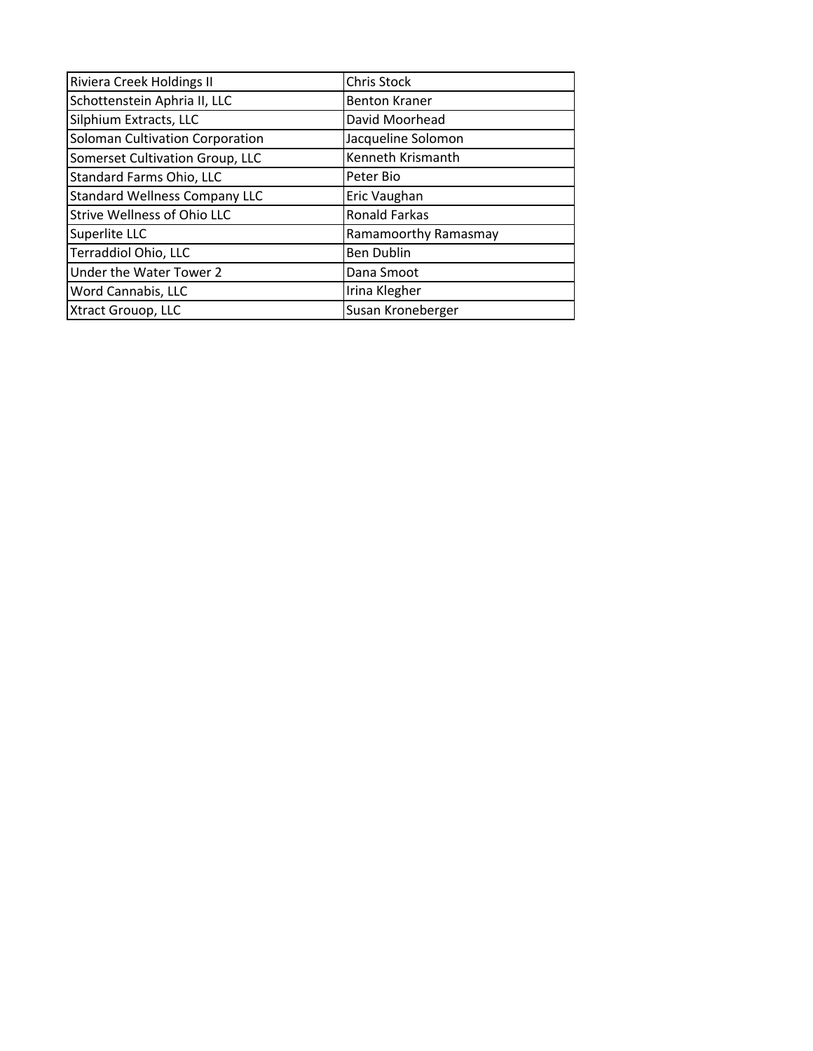| | |
|---|---|
| Riviera Creek Holdings II | Chris Stock |
| Schottenstein Aphria II, LLC | Benton Kraner |
| Silphium Extracts, LLC | David Moorhead |
| Soloman Cultivation Corporation | Jacqueline Solomon |
| Somerset Cultivation Group, LLC | Kenneth Krismanth |
| Standard Farms Ohio, LLC | Peter Bio |
| Standard Wellness Company LLC | Eric Vaughan |
| Strive Wellness of Ohio LLC | Ronald Farkas |
| Superlite LLC | Ramamoorthy Ramasmay |
| Terraddiol Ohio, LLC | Ben Dublin |
| Under the Water Tower 2 | Dana Smoot |
| Word Cannabis, LLC | Irina Klegher |
| Xtract Grouop, LLC | Susan Kroneberger |